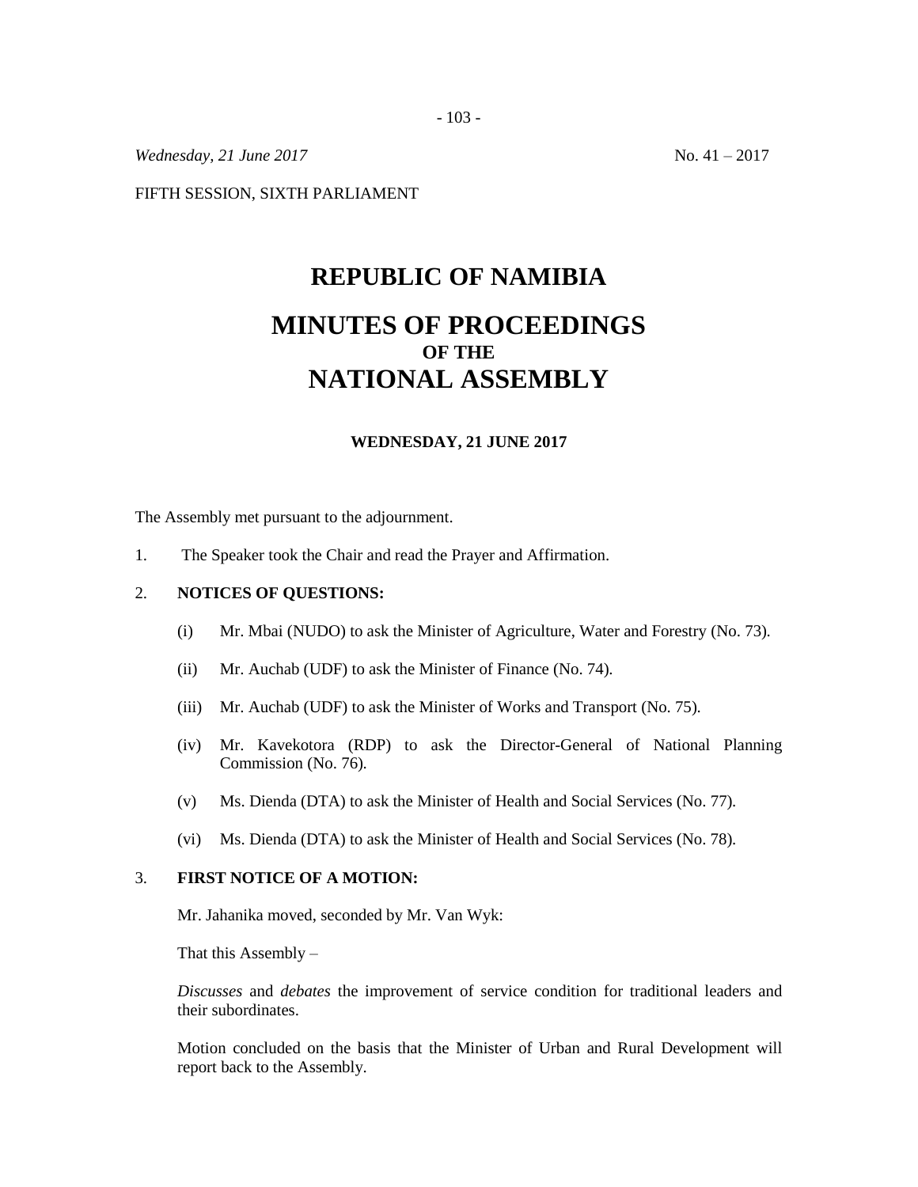*Wednesday, 21 June 2017* No. 41 – 2017

FIFTH SESSION, SIXTH PARLIAMENT

# REPUBLIC OF NAMIBIA

# MINUTES OF PROCEEDINGS
### OF THE
# NATIONAL ASSEMBLY

**WEDNESDAY, 21 JUNE 2017**

The Assembly met pursuant to the adjournment.

1. The Speaker took the Chair and read the Prayer and Affirmation.

2. **NOTICES OF QUESTIONS:**

   (i) Mr. Mbai (NUDO) to ask the Minister of Agriculture, Water and Forestry (No. 73).

   (ii) Mr. Auchab (UDF) to ask the Minister of Finance (No. 74).

   (iii) Mr. Auchab (UDF) to ask the Minister of Works and Transport (No. 75).

   (iv) Mr. Kavekotora (RDP) to ask the Director-General of National Planning Commission (No. 76).

   (v) Ms. Dienda (DTA) to ask the Minister of Health and Social Services (No. 77).

   (vi) Ms. Dienda (DTA) to ask the Minister of Health and Social Services (No. 78).

3. **FIRST NOTICE OF A MOTION:**

   Mr. Jahanika moved, seconded by Mr. Van Wyk:

   That this Assembly –

   *Discusses* and *debates* the improvement of service condition for traditional leaders and their subordinates.

   Motion concluded on the basis that the Minister of Urban and Rural Development will report back to the Assembly.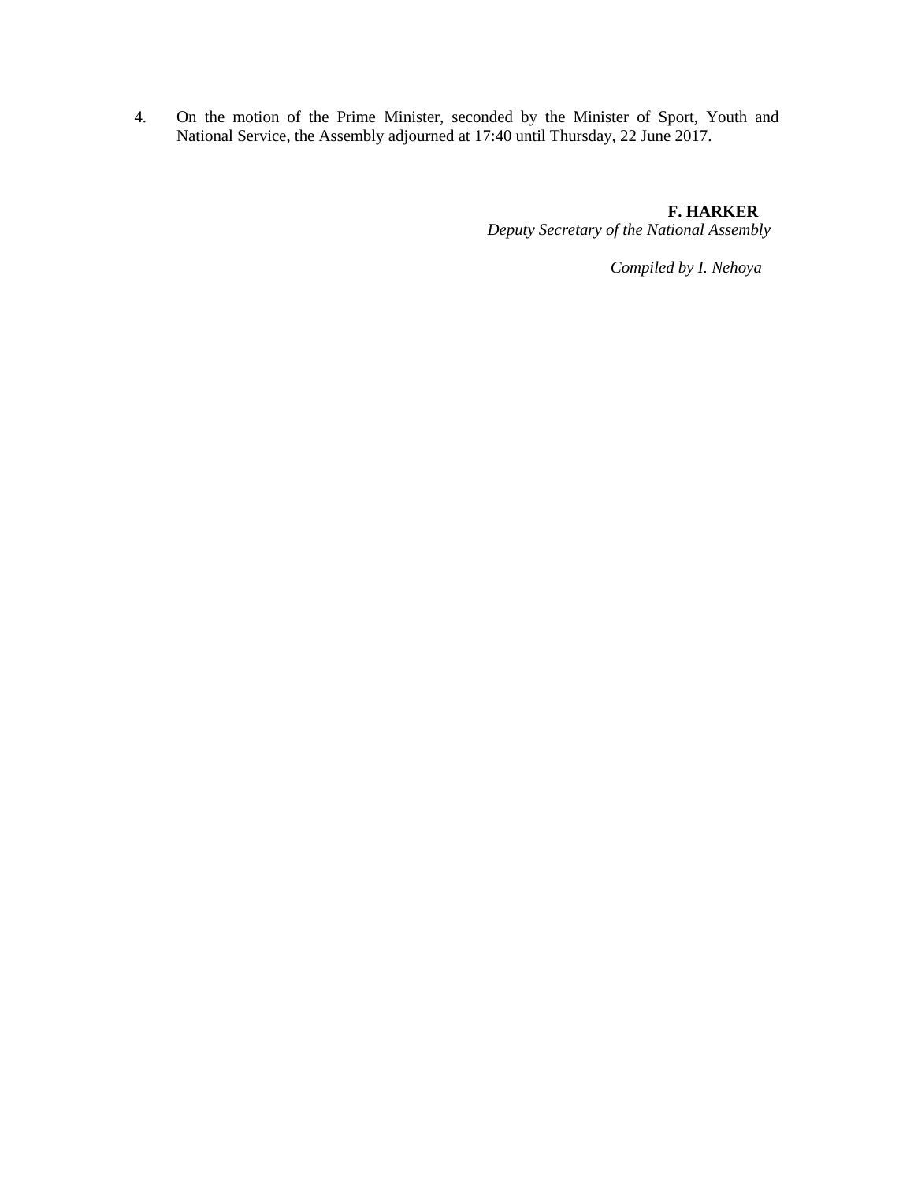4. On the motion of the Prime Minister, seconded by the Minister of Sport, Youth and National Service, the Assembly adjourned at 17:40 until Thursday, 22 June 2017.

**F. HARKER**
*Deputy Secretary of the National Assembly*

*Compiled by I. Nehoya*